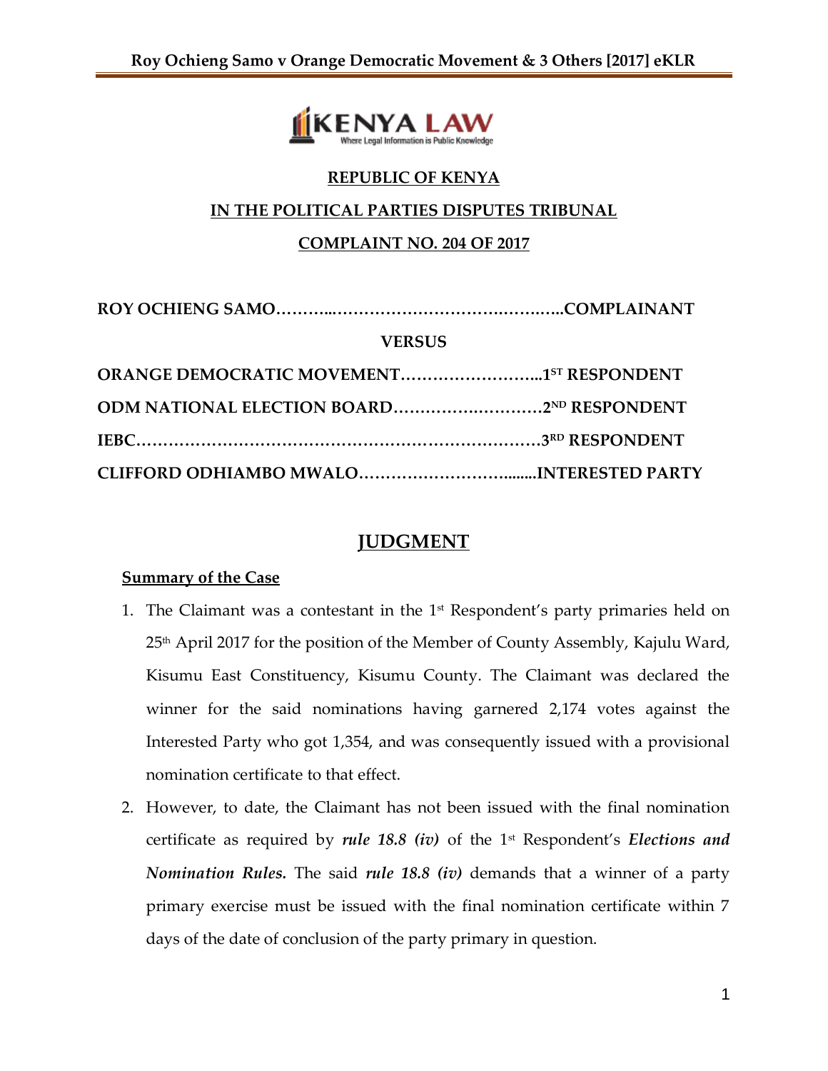**REPUBLIC OF KENYA**

**IN THE POLITICAL PARTIES DISPUTES TRIBUNAL**

**COMPLAINT NO. 204 OF 2017**

**ROY OCHIENG SAMO……………………………………………..COMPLAINANT**

**VERSUS**

**ORANGE DEMOCRATIC MOVEMENT……………………..1ST RESPONDENT**

**ODM NATIONAL ELECTION BOARD………………………2ND RESPONDENT**

**IEBC……………………………………………………………3RD RESPONDENT**

**CLIFFORD ODHIAMBO MWALO………………………........INTERESTED PARTY**

# JUDGMENT

## Summary of the Case

1. The Claimant was a contestant in the 1st Respondent's party primaries held on 25th April 2017 for the position of the Member of County Assembly, Kajulu Ward, Kisumu East Constituency, Kisumu County. The Claimant was declared the winner for the said nominations having garnered 2,174 votes against the Interested Party who got 1,354, and was consequently issued with a provisional nomination certificate to that effect.
2. However, to date, the Claimant has not been issued with the final nomination certificate as required by ***rule 18.8 (iv)*** of the 1st Respondent's ***Elections and Nomination Rules.*** The said ***rule 18.8 (iv)*** demands that a winner of a party primary exercise must be issued with the final nomination certificate within 7 days of the date of conclusion of the party primary in question.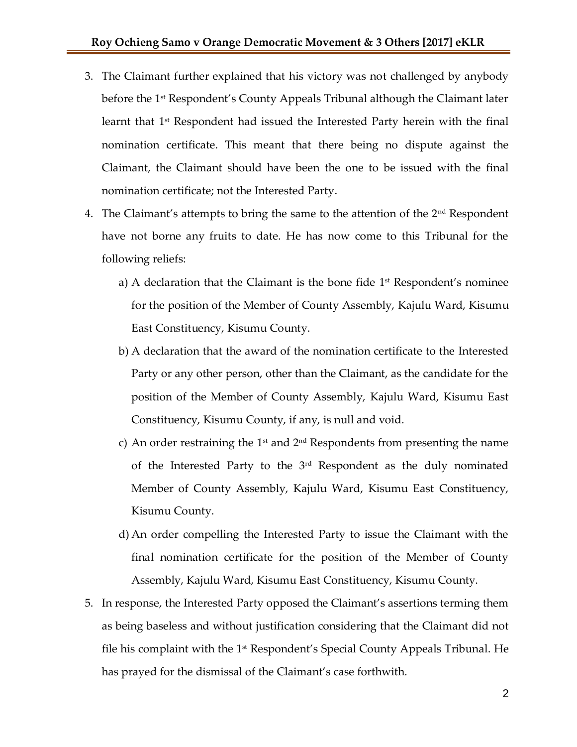3. The Claimant further explained that his victory was not challenged by anybody before the 1st Respondent's County Appeals Tribunal although the Claimant later learnt that 1st Respondent had issued the Interested Party herein with the final nomination certificate. This meant that there being no dispute against the Claimant, the Claimant should have been the one to be issued with the final nomination certificate; not the Interested Party.

4. The Claimant's attempts to bring the same to the attention of the 2nd Respondent have not borne any fruits to date. He has now come to this Tribunal for the following reliefs:

   a) A declaration that the Claimant is the bone fide 1st Respondent's nominee for the position of the Member of County Assembly, Kajulu Ward, Kisumu East Constituency, Kisumu County.

   b) A declaration that the award of the nomination certificate to the Interested Party or any other person, other than the Claimant, as the candidate for the position of the Member of County Assembly, Kajulu Ward, Kisumu East Constituency, Kisumu County, if any, is null and void.

   c) An order restraining the 1st and 2nd Respondents from presenting the name of the Interested Party to the 3rd Respondent as the duly nominated Member of County Assembly, Kajulu Ward, Kisumu East Constituency, Kisumu County.

   d) An order compelling the Interested Party to issue the Claimant with the final nomination certificate for the position of the Member of County Assembly, Kajulu Ward, Kisumu East Constituency, Kisumu County.

5. In response, the Interested Party opposed the Claimant's assertions terming them as being baseless and without justification considering that the Claimant did not file his complaint with the 1st Respondent's Special County Appeals Tribunal. He has prayed for the dismissal of the Claimant's case forthwith.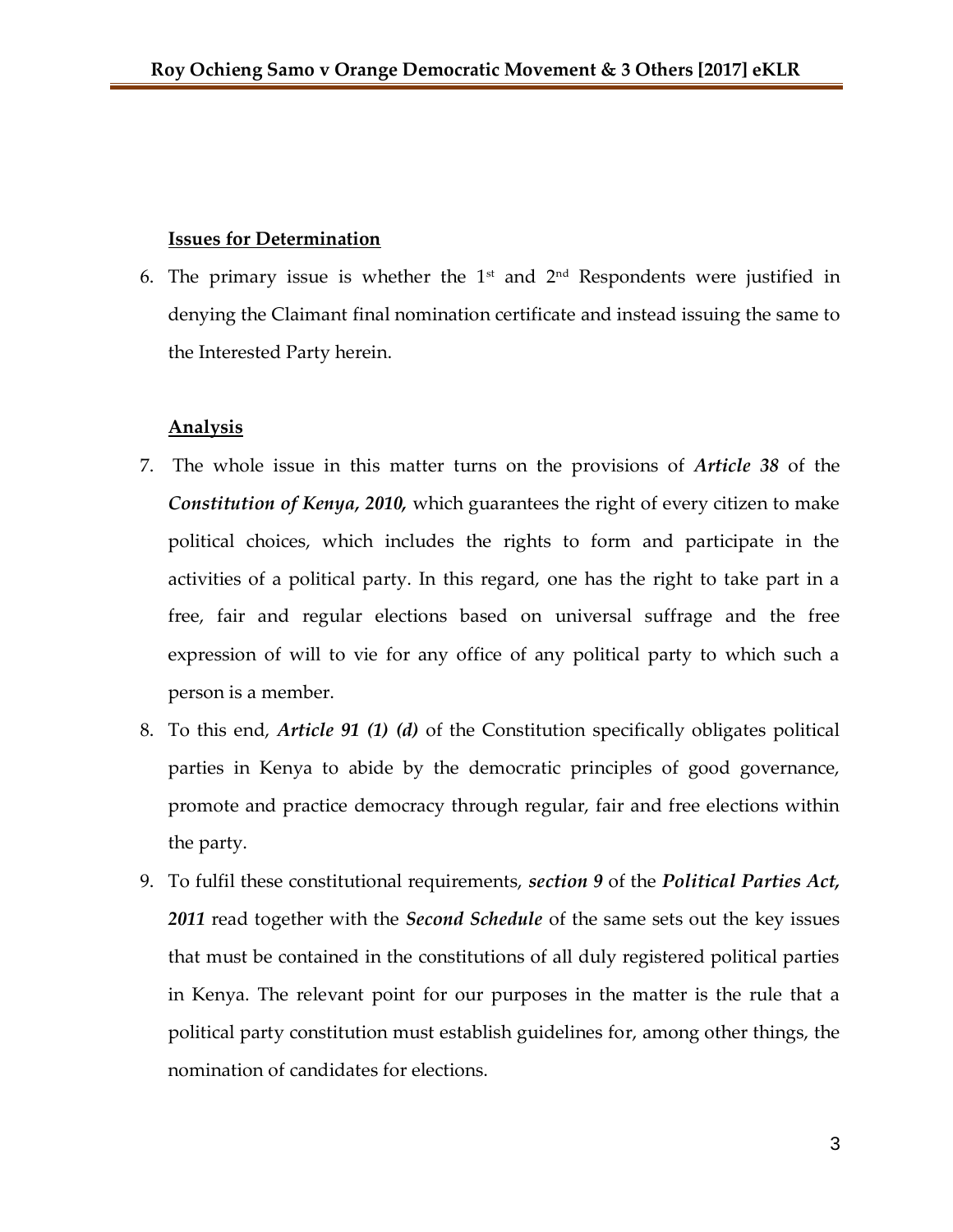**Issues for Determination**

6. The primary issue is whether the 1st and 2nd Respondents were justified in denying the Claimant final nomination certificate and instead issuing the same to the Interested Party herein.

**Analysis**

7. The whole issue in this matter turns on the provisions of ***Article 38*** of the ***Constitution of Kenya, 2010,*** which guarantees the right of every citizen to make political choices, which includes the rights to form and participate in the activities of a political party. In this regard, one has the right to take part in a free, fair and regular elections based on universal suffrage and the free expression of will to vie for any office of any political party to which such a person is a member.

8. To this end, ***Article 91 (1) (d)*** of the Constitution specifically obligates political parties in Kenya to abide by the democratic principles of good governance, promote and practice democracy through regular, fair and free elections within the party.

9. To fulfil these constitutional requirements, ***section 9*** of the ***Political Parties Act, 2011*** read together with the ***Second Schedule*** of the same sets out the key issues that must be contained in the constitutions of all duly registered political parties in Kenya. The relevant point for our purposes in the matter is the rule that a political party constitution must establish guidelines for, among other things, the nomination of candidates for elections.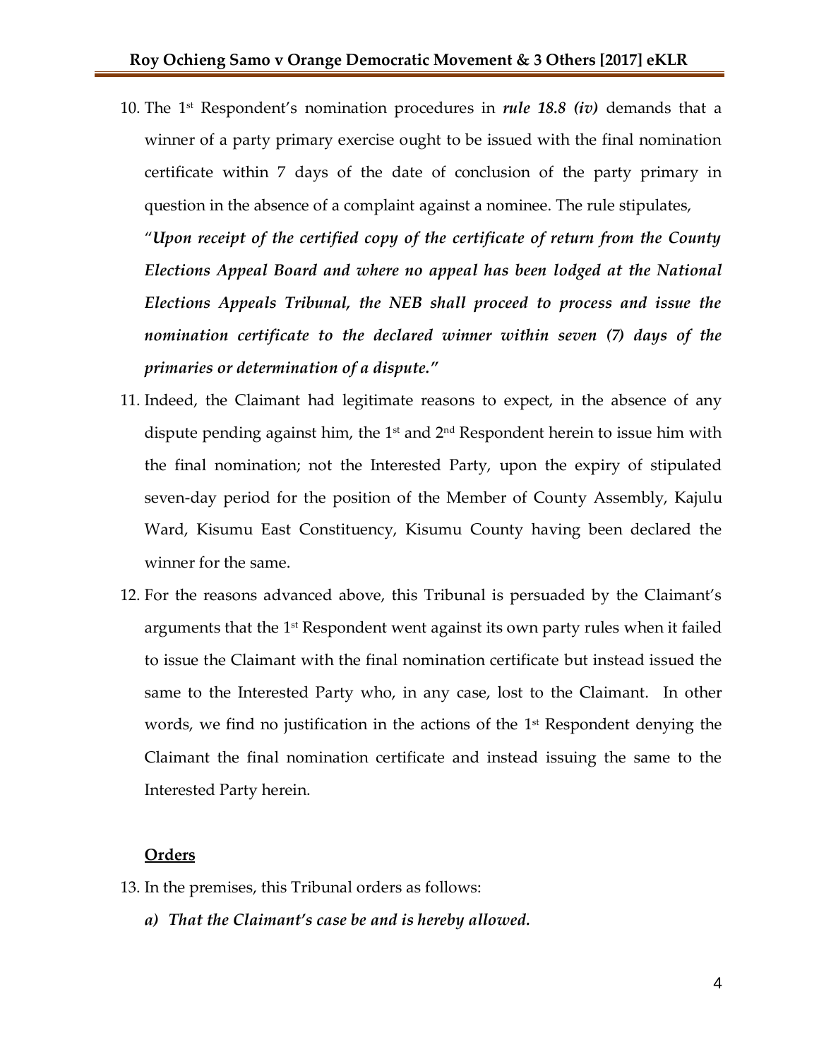10. The 1st Respondent's nomination procedures in ***rule 18.8 (iv)*** demands that a winner of a party primary exercise ought to be issued with the final nomination certificate within 7 days of the date of conclusion of the party primary in question in the absence of a complaint against a nominee. The rule stipulates,

    "***Upon receipt of the certified copy of the certificate of return from the County Elections Appeal Board and where no appeal has been lodged at the National Elections Appeals Tribunal, the NEB shall proceed to process and issue the nomination certificate to the declared winner within seven (7) days of the primaries or determination of a dispute."***

11. Indeed, the Claimant had legitimate reasons to expect, in the absence of any dispute pending against him, the 1st and 2nd Respondent herein to issue him with the final nomination; not the Interested Party, upon the expiry of stipulated seven-day period for the position of the Member of County Assembly, Kajulu Ward, Kisumu East Constituency, Kisumu County having been declared the winner for the same.

12. For the reasons advanced above, this Tribunal is persuaded by the Claimant's arguments that the 1st Respondent went against its own party rules when it failed to issue the Claimant with the final nomination certificate but instead issued the same to the Interested Party who, in any case, lost to the Claimant. In other words, we find no justification in the actions of the 1st Respondent denying the Claimant the final nomination certificate and instead issuing the same to the Interested Party herein.

**<u>Orders</u>**

13. In the premises, this Tribunal orders as follows:

    ***a) That the Claimant's case be and is hereby allowed.***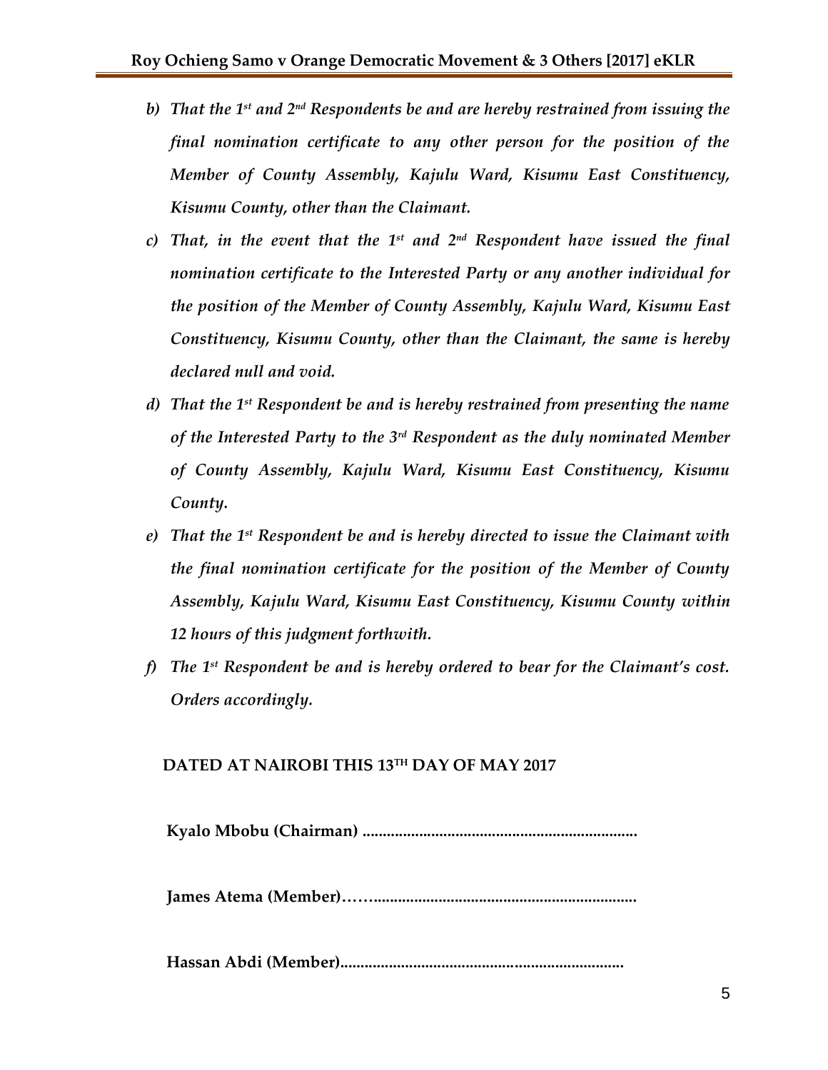- ***b) That the 1st and 2nd Respondents be and are hereby restrained from issuing the final nomination certificate to any other person for the position of the Member of County Assembly, Kajulu Ward, Kisumu East Constituency, Kisumu County, other than the Claimant.***
- ***c) That, in the event that the 1st and 2nd Respondent have issued the final nomination certificate to the Interested Party or any another individual for the position of the Member of County Assembly, Kajulu Ward, Kisumu East Constituency, Kisumu County, other than the Claimant, the same is hereby declared null and void.***
- ***d) That the 1st Respondent be and is hereby restrained from presenting the name of the Interested Party to the 3rd Respondent as the duly nominated Member of County Assembly, Kajulu Ward, Kisumu East Constituency, Kisumu County.***
- ***e) That the 1st Respondent be and is hereby directed to issue the Claimant with the final nomination certificate for the position of the Member of County Assembly, Kajulu Ward, Kisumu East Constituency, Kisumu County within 12 hours of this judgment forthwith.***
- ***f) The 1st Respondent be and is hereby ordered to bear for the Claimant's cost. Orders accordingly.***

**DATED AT NAIROBI THIS 13TH DAY OF MAY 2017**

**Kyalo Mbobu (Chairman) ..................................................................**

**James Atema (Member)……..................................................................**

**Hassan Abdi (Member)......................................................................**